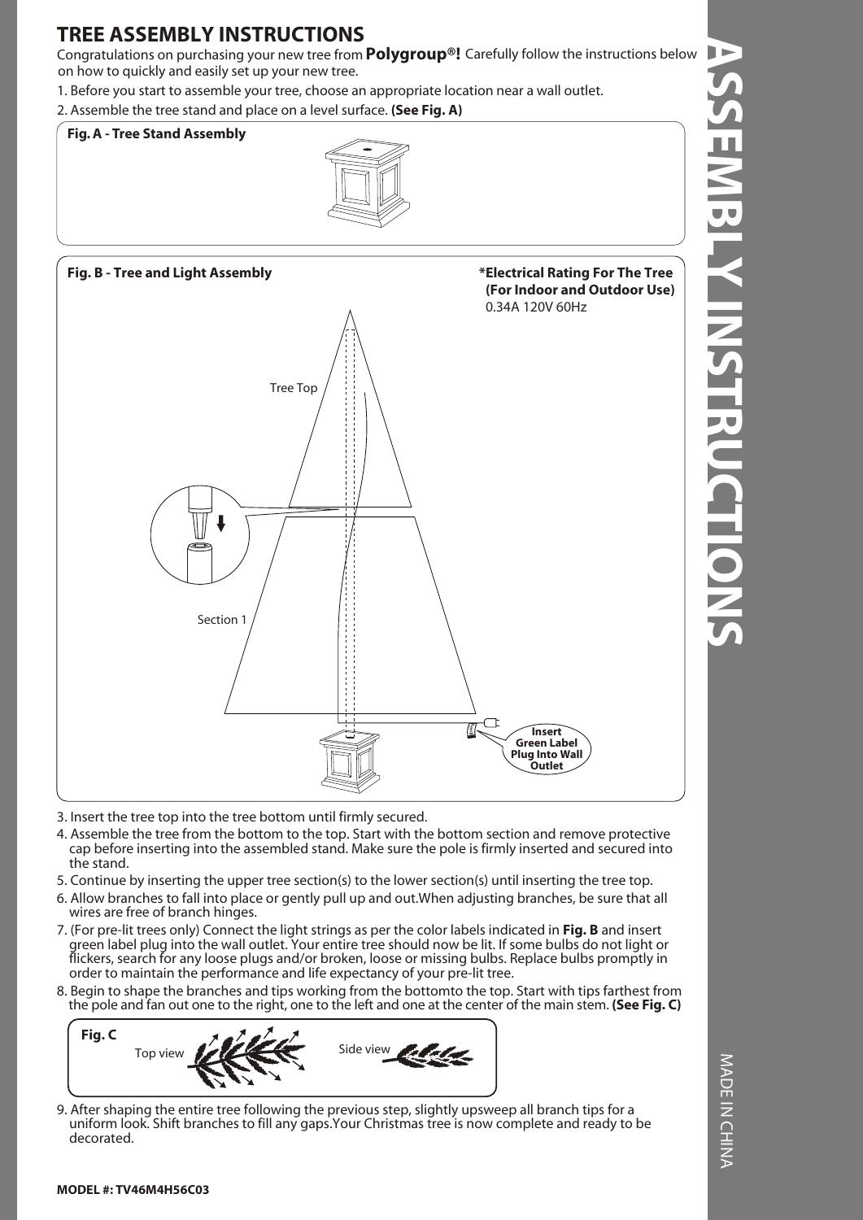# TREE ASSEMBLY INSTRUCTIONS

Congratulations on purchasing your new tree from **Polygroup®!** Carefully follow the instructions below on how to quickly and easily set up your new tree.

1. Before you start to assemble your tree, choose an appropriate location near a wall outlet.
2. Assemble the tree stand and place on a level surface. **(See Fig. A)**

**Fig. A - Tree Stand Assembly**

**Fig. B - Tree and Light Assembly**

**\*Electrical Rating For The Tree (For Indoor and Outdoor Use)**
0.34A 120V 60Hz

Tree Top

Section 1

**Insert Green Label Plug Into Wall Outlet**

3. Insert the tree top into the tree bottom until firmly secured.
4. Assemble the tree from the bottom to the top. Start with the bottom section and remove protective cap before inserting into the assembled stand. Make sure the pole is firmly inserted and secured into the stand.
5. Continue by inserting the upper tree section(s) to the lower section(s) until inserting the tree top.
6. Allow branches to fall into place or gently pull up and out.When adjusting branches, be sure that all wires are free of branch hinges.
7. (For pre-lit trees only) Connect the light strings as per the color labels indicated in **Fig. B** and insert green label plug into the wall outlet. Your entire tree should now be lit. If some bulbs do not light or flickers, search for any loose plugs and/or broken, loose or missing bulbs. Replace bulbs promptly in order to maintain the performance and life expectancy of your pre-lit tree.
8. Begin to shape the branches and tips working from the bottomto the top. Start with tips farthest from the pole and fan out one to the right, one to the left and one at the center of the main stem. **(See Fig. C)**

**Fig. C**

Top view

Side view

9. After shaping the entire tree following the previous step, slightly upsweep all branch tips for a uniform look. Shift branches to fill any gaps.Your Christmas tree is now complete and ready to be decorated.

**MODEL #: TV46M4H56C03**

ASSEMBLY INSTRUCTIONS

MADE IN CHINA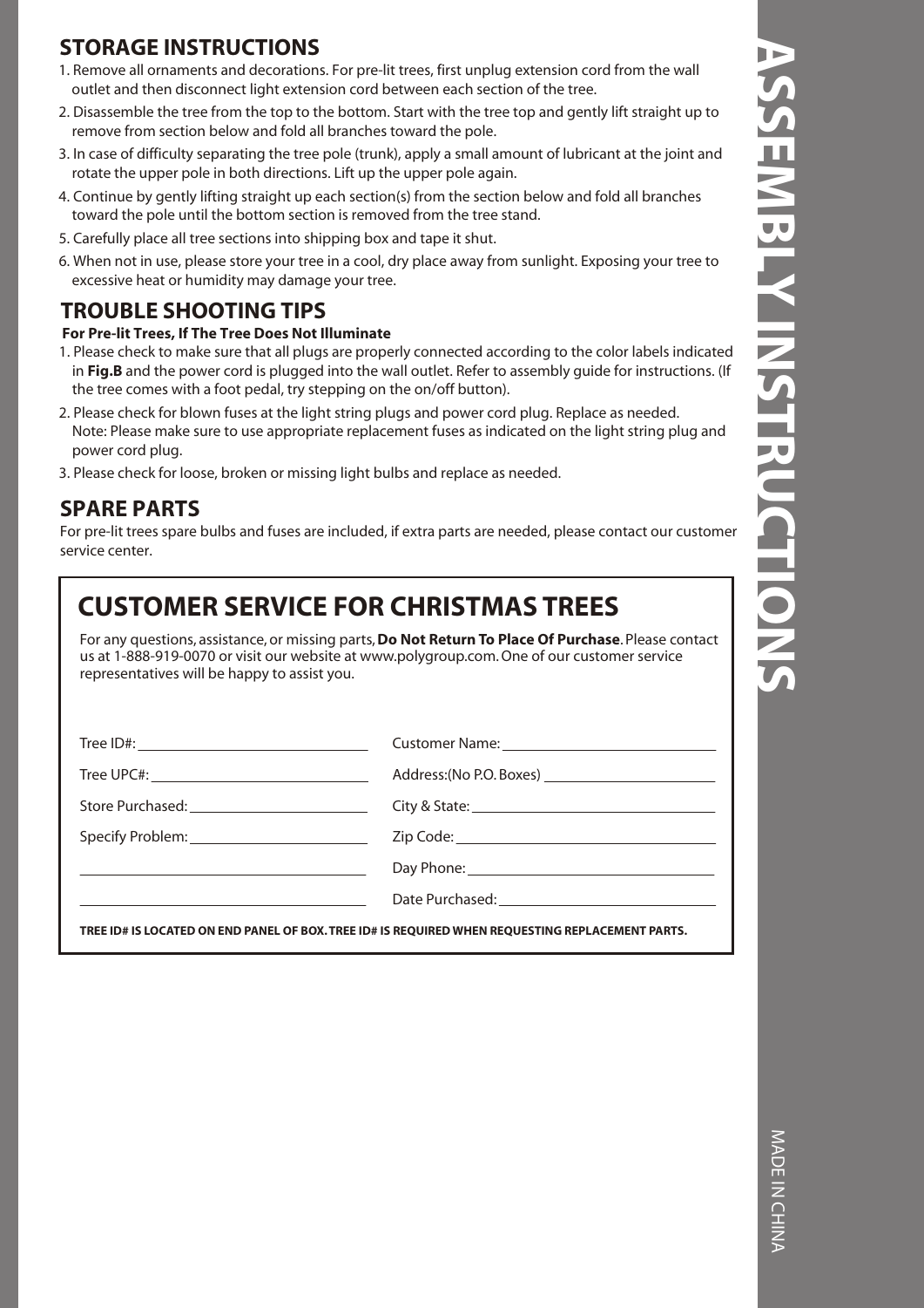## STORAGE INSTRUCTIONS

1. Remove all ornaments and decorations. For pre-lit trees, first unplug extension cord from the wall outlet and then disconnect light extension cord between each section of the tree.
2. Disassemble the tree from the top to the bottom. Start with the tree top and gently lift straight up to remove from section below and fold all branches toward the pole.
3. In case of difficulty separating the tree pole (trunk), apply a small amount of lubricant at the joint and rotate the upper pole in both directions. Lift up the upper pole again.
4. Continue by gently lifting straight up each section(s) from the section below and fold all branches toward the pole until the bottom section is removed from the tree stand.
5. Carefully place all tree sections into shipping box and tape it shut.
6. When not in use, please store your tree in a cool, dry place away from sunlight. Exposing your tree to excessive heat or humidity may damage your tree.

## TROUBLE SHOOTING TIPS

**For Pre-lit Trees, If The Tree Does Not Illuminate**

1. Please check to make sure that all plugs are properly connected according to the color labels indicated in **Fig.B** and the power cord is plugged into the wall outlet. Refer to assembly guide for instructions. (If the tree comes with a foot pedal, try stepping on the on/off button).
2. Please check for blown fuses at the light string plugs and power cord plug. Replace as needed. Note: Please make sure to use appropriate replacement fuses as indicated on the light string plug and power cord plug.
3. Please check for loose, broken or missing light bulbs and replace as needed.

## SPARE PARTS

For pre-lit trees spare bulbs and fuses are included, if extra parts are needed, please contact our customer service center.

## CUSTOMER SERVICE FOR CHRISTMAS TREES

For any questions, assistance, or missing parts, **Do Not Return To Place Of Purchase**. Please contact us at 1-888-919-0070 or visit our website at www.polygroup.com. One of our customer service representatives will be happy to assist you.

Tree ID#: ______________________

Tree UPC#: ______________________

Store Purchased: ______________________

Specify Problem: ______________________

______________________

______________________

Customer Name: ______________________

Address:(No P.O. Boxes) ______________________

City & State: ______________________

Zip Code: ______________________

Day Phone: ______________________

Date Purchased: ______________________

**TREE ID# IS LOCATED ON END PANEL OF BOX. TREE ID# IS REQUIRED WHEN REQUESTING REPLACEMENT PARTS.**

# ASSEMBLY INSTRUCTIONS

MADE IN CHINA